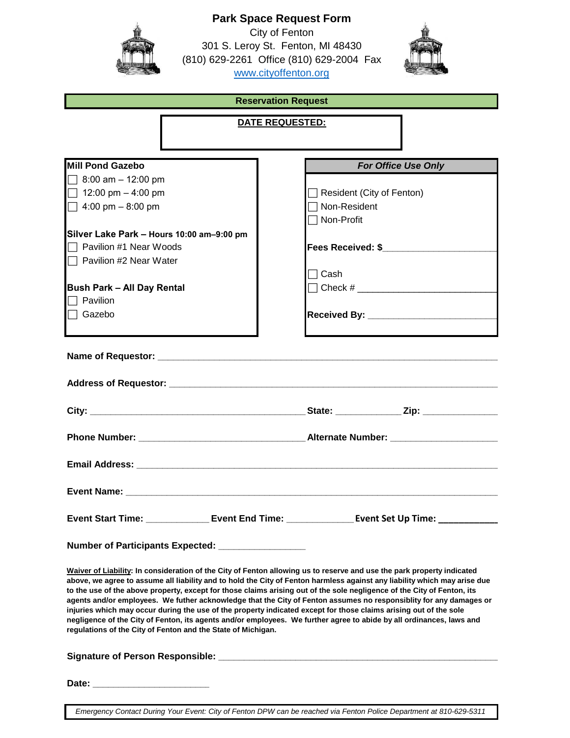# Park Space Request Form

City of Fenton
301 S. Leroy St. Fenton, MI 48430
(810) 629-2261 Office (810) 629-2004 Fax
www.cityoffenton.org

## Reservation Request

**DATE REQUESTED:**

**Mill Pond Gazebo**

- ☐ 8:00 am – 12:00 pm
- ☐ 12:00 pm – 4:00 pm
- ☐ 4:00 pm – 8:00 pm

**Silver Lake Park – Hours 10:00 am–9:00 pm**

- ☐ Pavilion #1 Near Woods
- ☐ Pavilion #2 Near Water

**Bush Park – All Day Rental**

- ☐ Pavilion
- ☐ Gazebo

***For Office Use Only***

- ☐ Resident (City of Fenton)
- ☐ Non-Resident
- ☐ Non-Profit

**Fees Received: $**_____________________

- ☐ Cash
- ☐ Check # _____________________

**Received By:** _____________________

**Name of Requestor:** _____________________

**Address of Requestor:** _____________________

**City:** _____________________ **State:** ___________ **Zip:** ___________

**Phone Number:** _____________________ **Alternate Number:** _____________________

**Email Address:** _____________________

**Event Name:** _____________________

**Event Start Time:** ___________ **Event End Time:** ___________ **Event Set Up Time:** ___________

**Number of Participants Expected:** ___________

**Waiver of Liability: In consideration of the City of Fenton allowing us to reserve and use the park property indicated above, we agree to assume all liability and to hold the City of Fenton harmless against any liability which may arise due to the use of the above property, except for those claims arising out of the sole negligence of the City of Fenton, its agents and/or employees. We futher acknowledge that the City of Fenton assumes no responsiblity for any damages or injuries which may occur during the use of the property indicated except for those claims arising out of the sole negligence of the City of Fenton, its agents and/or employees. We further agree to abide by all ordinances, laws and regulations of the City of Fenton and the State of Michigan.**

**Signature of Person Responsible:** _____________________

**Date:** _____________________

*Emergency Contact During Your Event: City of Fenton DPW can be reached via Fenton Police Department at 810-629-5311*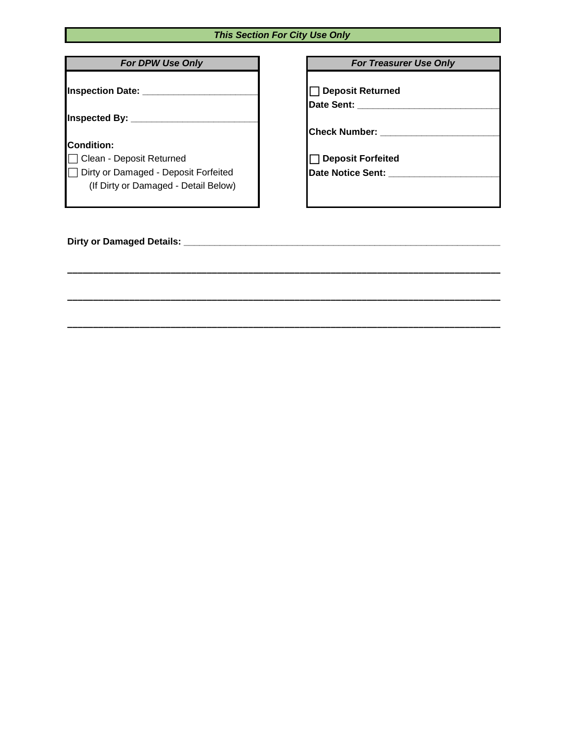***This Section For City Use Only***

| ***For DPW Use Only*** | ***For Treasurer Use Only*** |
| --- | --- |
| **Inspection Date:** ______________________ | ☐ **Deposit Returned** |
| | **Date Sent:** ______________________ |
| **Inspected By:** ______________________ | |
| | **Check Number:** ______________________ |
| **Condition:** | |
| ☐ Clean - Deposit Returned | ☐ **Deposit Forfeited** |
| ☐ Dirty or Damaged - Deposit Forfeited | **Date Notice Sent:** ______________________ |
| (If Dirty or Damaged - Detail Below) | |

**Dirty or Damaged Details:** ____________________________________________________________

______________________________________________________________________________

______________________________________________________________________________

______________________________________________________________________________